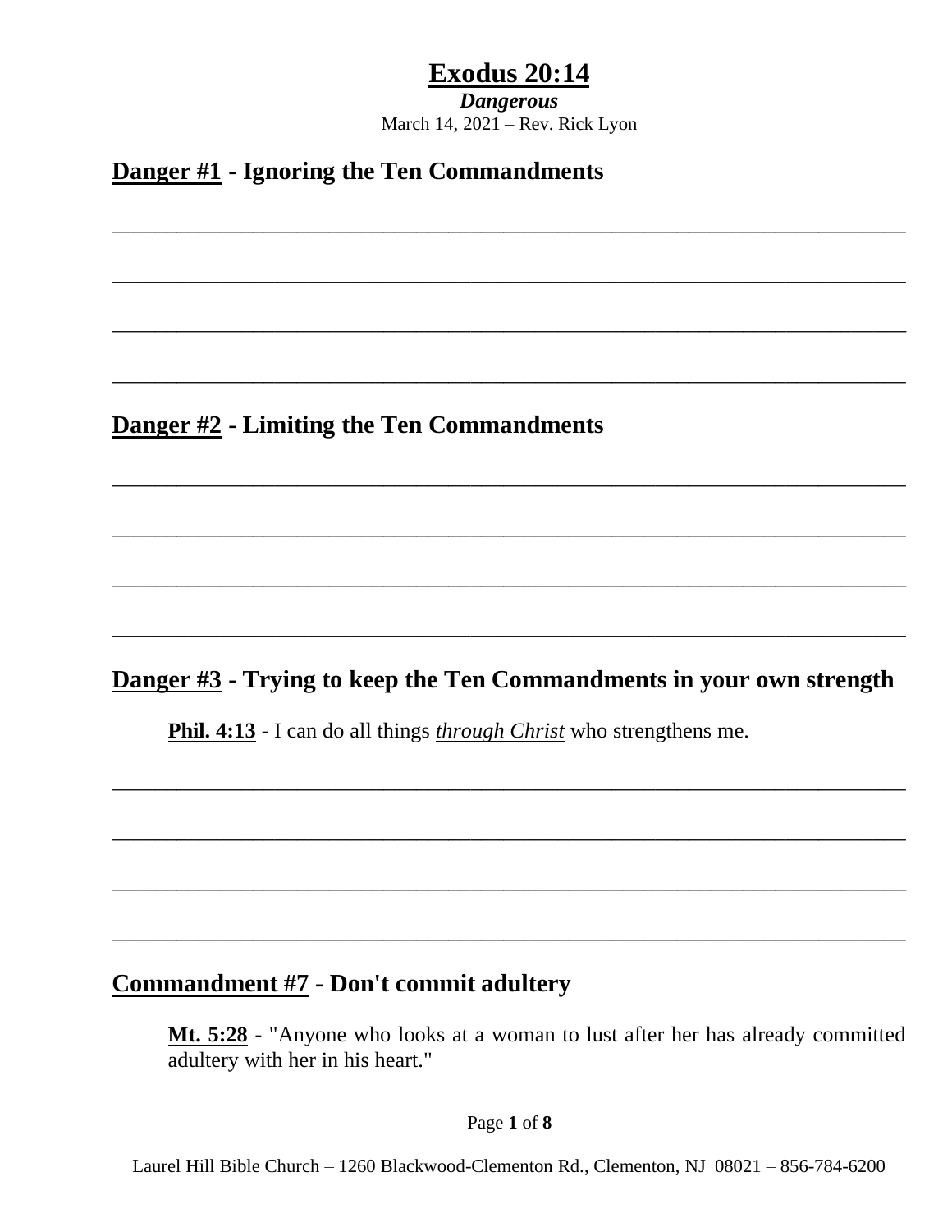# Exodus 20:14

***Dangerous***

March 14, 2021 – Rev. Rick Lyon

## Danger #1 - Ignoring the Ten Commandments

______________________________________________________________________

______________________________________________________________________

______________________________________________________________________

______________________________________________________________________

## Danger #2 - Limiting the Ten Commandments

______________________________________________________________________

______________________________________________________________________

______________________________________________________________________

______________________________________________________________________

## Danger #3 - Trying to keep the Ten Commandments in your own strength

**Phil. 4:13** - I can do all things ***through Christ*** who strengthens me.

______________________________________________________________________

______________________________________________________________________

______________________________________________________________________

______________________________________________________________________

## Commandment #7 - Don't commit adultery

**Mt. 5:28** - "Anyone who looks at a woman to lust after her has already committed adultery with her in his heart."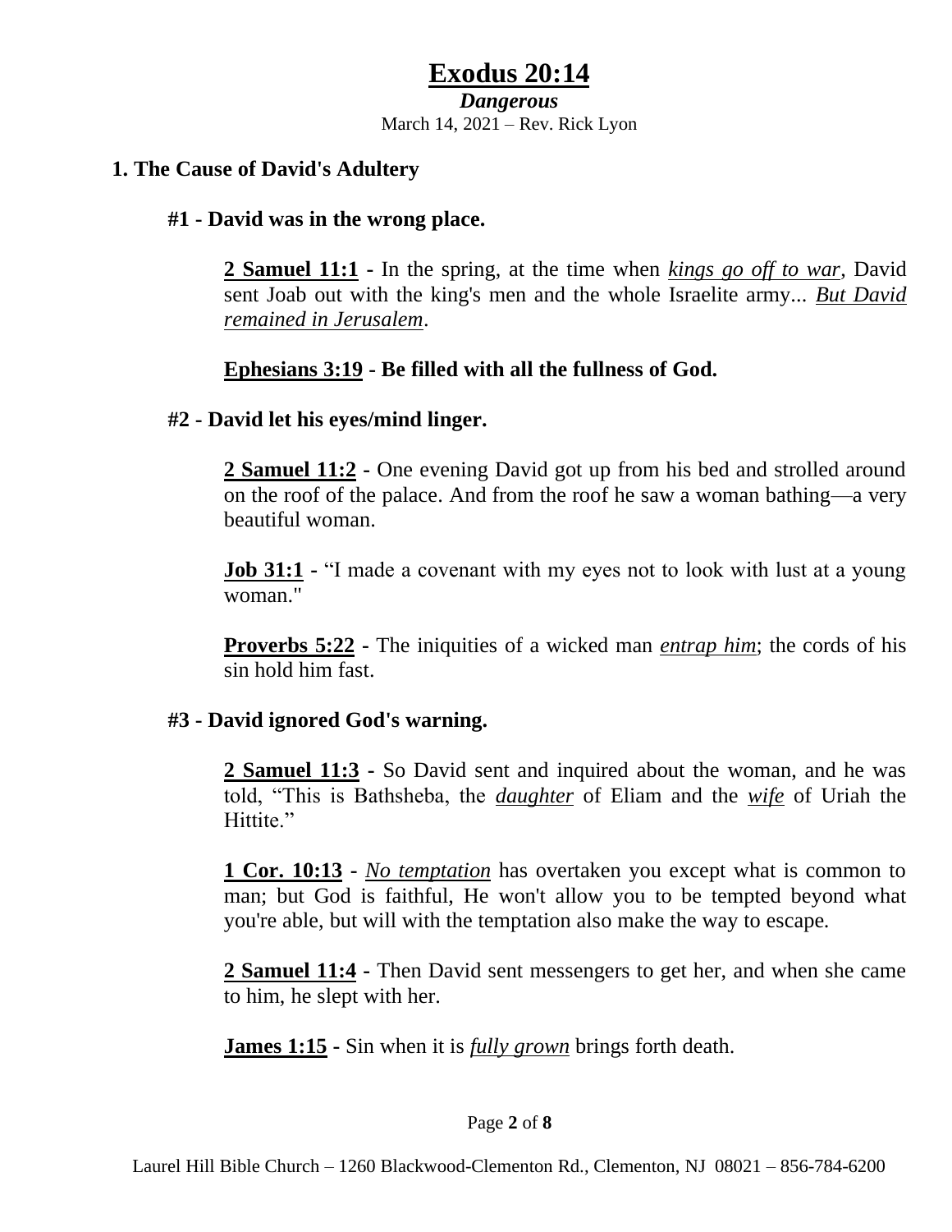# Exodus 20:14

***Dangerous***

March 14, 2021 – Rev. Rick Lyon

## 1. The Cause of David's Adultery

### #1 - David was in the wrong place.

**2 Samuel 11:1** - In the spring, at the time when *kings go off to war*, David sent Joab out with the king's men and the whole Israelite army... *But David remained in Jerusalem*.

**Ephesians 3:19 - Be filled with all the fullness of God.**

### #2 - David let his eyes/mind linger.

**2 Samuel 11:2** - One evening David got up from his bed and strolled around on the roof of the palace. And from the roof he saw a woman bathing—a very beautiful woman.

**Job 31:1** - "I made a covenant with my eyes not to look with lust at a young woman."

**Proverbs 5:22** - The iniquities of a wicked man *entrap him*; the cords of his sin hold him fast.

### #3 - David ignored God's warning.

**2 Samuel 11:3** - So David sent and inquired about the woman, and he was told, "This is Bathsheba, the *daughter* of Eliam and the *wife* of Uriah the Hittite."

**1 Cor. 10:13** - *No temptation* has overtaken you except what is common to man; but God is faithful, He won't allow you to be tempted beyond what you're able, but will with the temptation also make the way to escape.

**2 Samuel 11:4** - Then David sent messengers to get her, and when she came to him, he slept with her.

**James 1:15** - Sin when it is *fully grown* brings forth death.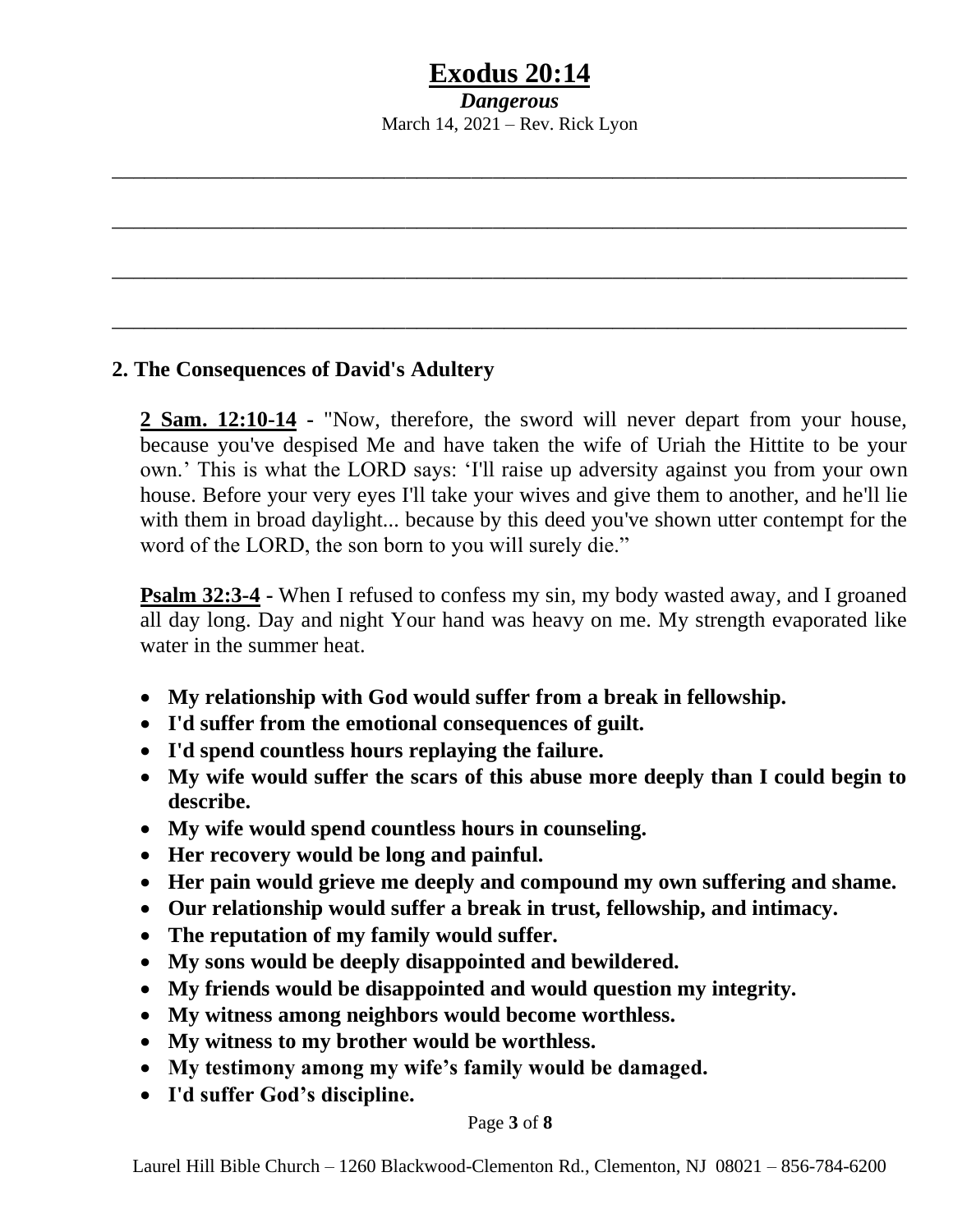# Exodus 20:14

***Dangerous***

March 14, 2021 – Rev. Rick Lyon

______________________________________________________________________________

______________________________________________________________________________

______________________________________________________________________________

______________________________________________________________________________

## 2. The Consequences of David's Adultery

**2 Sam. 12:10-14** - "Now, therefore, the sword will never depart from your house, because you've despised Me and have taken the wife of Uriah the Hittite to be your own.' This is what the LORD says: 'I'll raise up adversity against you from your own house. Before your very eyes I'll take your wives and give them to another, and he'll lie with them in broad daylight... because by this deed you've shown utter contempt for the word of the LORD, the son born to you will surely die."

**Psalm 32:3-4** - When I refused to confess my sin, my body wasted away, and I groaned all day long. Day and night Your hand was heavy on me. My strength evaporated like water in the summer heat.

- **My relationship with God would suffer from a break in fellowship.**
- **I'd suffer from the emotional consequences of guilt.**
- **I'd spend countless hours replaying the failure.**
- **My wife would suffer the scars of this abuse more deeply than I could begin to describe.**
- **My wife would spend countless hours in counseling.**
- **Her recovery would be long and painful.**
- **Her pain would grieve me deeply and compound my own suffering and shame.**
- **Our relationship would suffer a break in trust, fellowship, and intimacy.**
- **The reputation of my family would suffer.**
- **My sons would be deeply disappointed and bewildered.**
- **My friends would be disappointed and would question my integrity.**
- **My witness among neighbors would become worthless.**
- **My witness to my brother would be worthless.**
- **My testimony among my wife's family would be damaged.**
- **I'd suffer God's discipline.**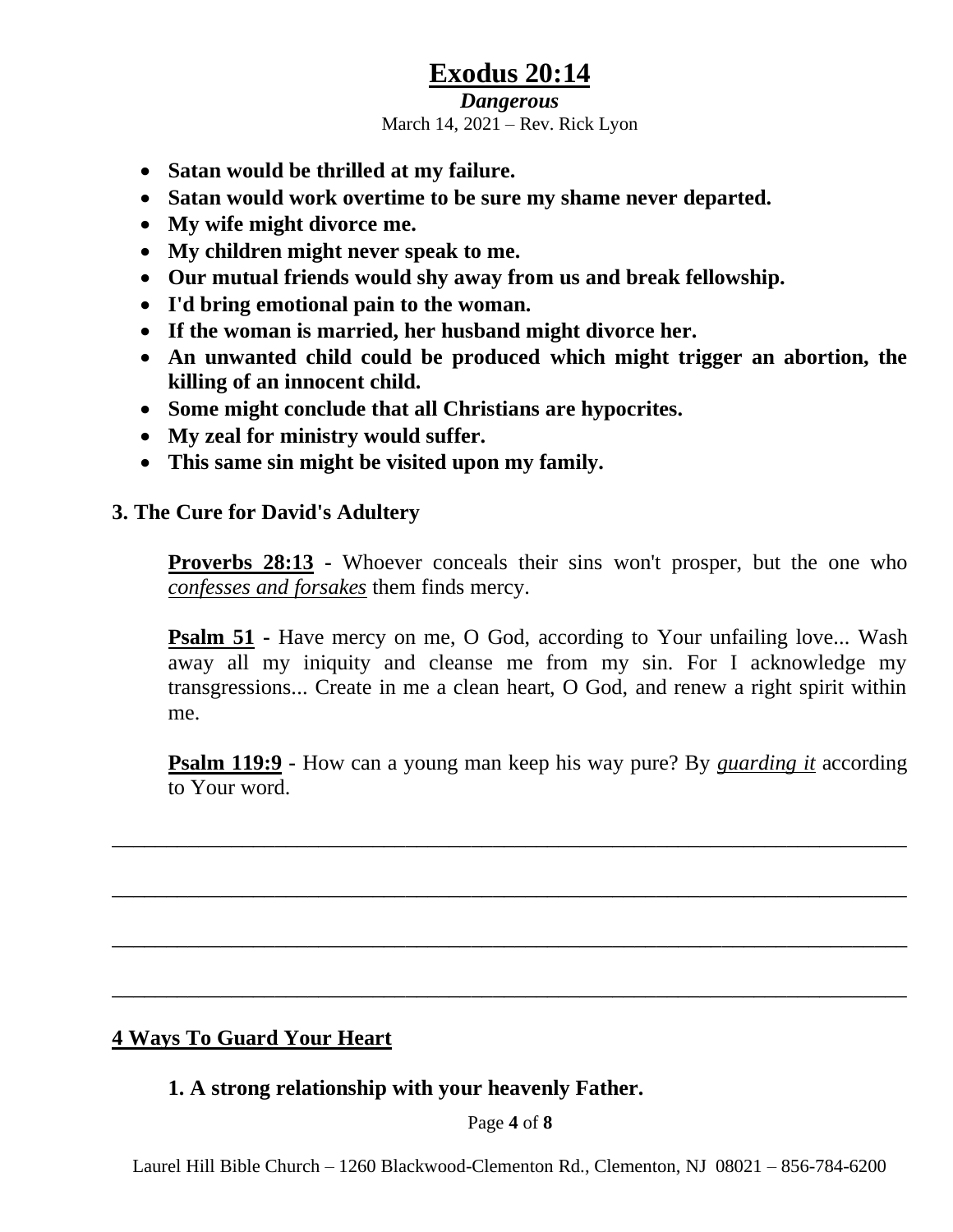# Exodus 20:14

***Dangerous***

March 14, 2021 – Rev. Rick Lyon

- **Satan would be thrilled at my failure.**
- **Satan would work overtime to be sure my shame never departed.**
- **My wife might divorce me.**
- **My children might never speak to me.**
- **Our mutual friends would shy away from us and break fellowship.**
- **I'd bring emotional pain to the woman.**
- **If the woman is married, her husband might divorce her.**
- **An unwanted child could be produced which might trigger an abortion, the killing of an innocent child.**
- **Some might conclude that all Christians are hypocrites.**
- **My zeal for ministry would suffer.**
- **This same sin might be visited upon my family.**

### 3. The Cure for David's Adultery

**Proverbs 28:13** - Whoever conceals their sins won't prosper, but the one who *confesses and forsakes* them finds mercy.

**Psalm 51** - Have mercy on me, O God, according to Your unfailing love... Wash away all my iniquity and cleanse me from my sin. For I acknowledge my transgressions... Create in me a clean heart, O God, and renew a right spirit within me.

**Psalm 119:9** - How can a young man keep his way pure? By *guarding it* according to Your word.

_______________________________________________________________________________

_______________________________________________________________________________

_______________________________________________________________________________

_______________________________________________________________________________

## 4 Ways To Guard Your Heart

**1. A strong relationship with your heavenly Father.**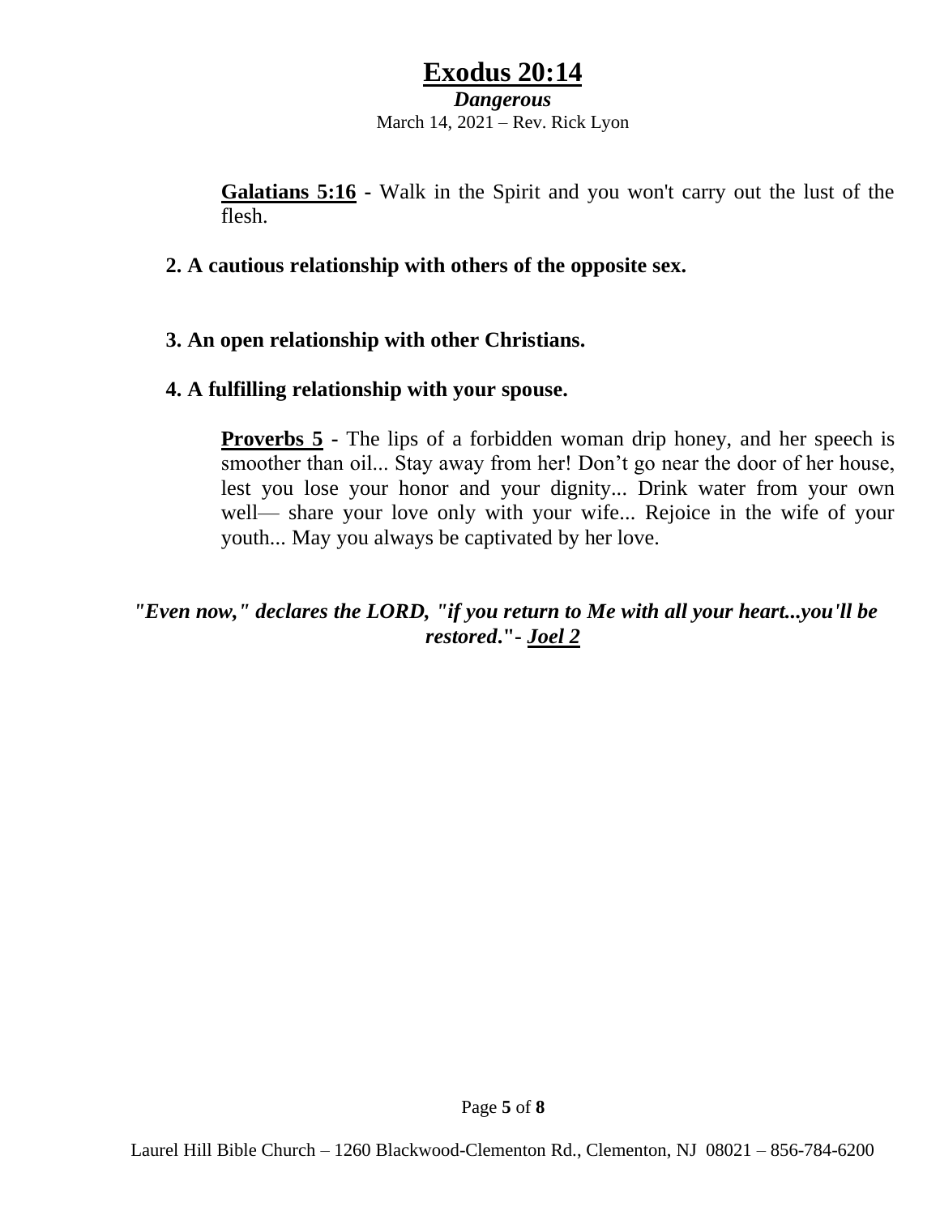**Galatians 5:16** - Walk in the Spirit and you won't carry out the lust of the flesh.

**2. A cautious relationship with others of the opposite sex.**

**3. An open relationship with other Christians.**

**4. A fulfilling relationship with your spouse.**

**Proverbs 5** - The lips of a forbidden woman drip honey, and her speech is smoother than oil... Stay away from her! Don't go near the door of her house, lest you lose your honor and your dignity... Drink water from your own well— share your love only with your wife... Rejoice in the wife of your youth... May you always be captivated by her love.

***"Even now," declares the LORD, "if you return to Me with all your heart...you'll be restored."- Joel 2***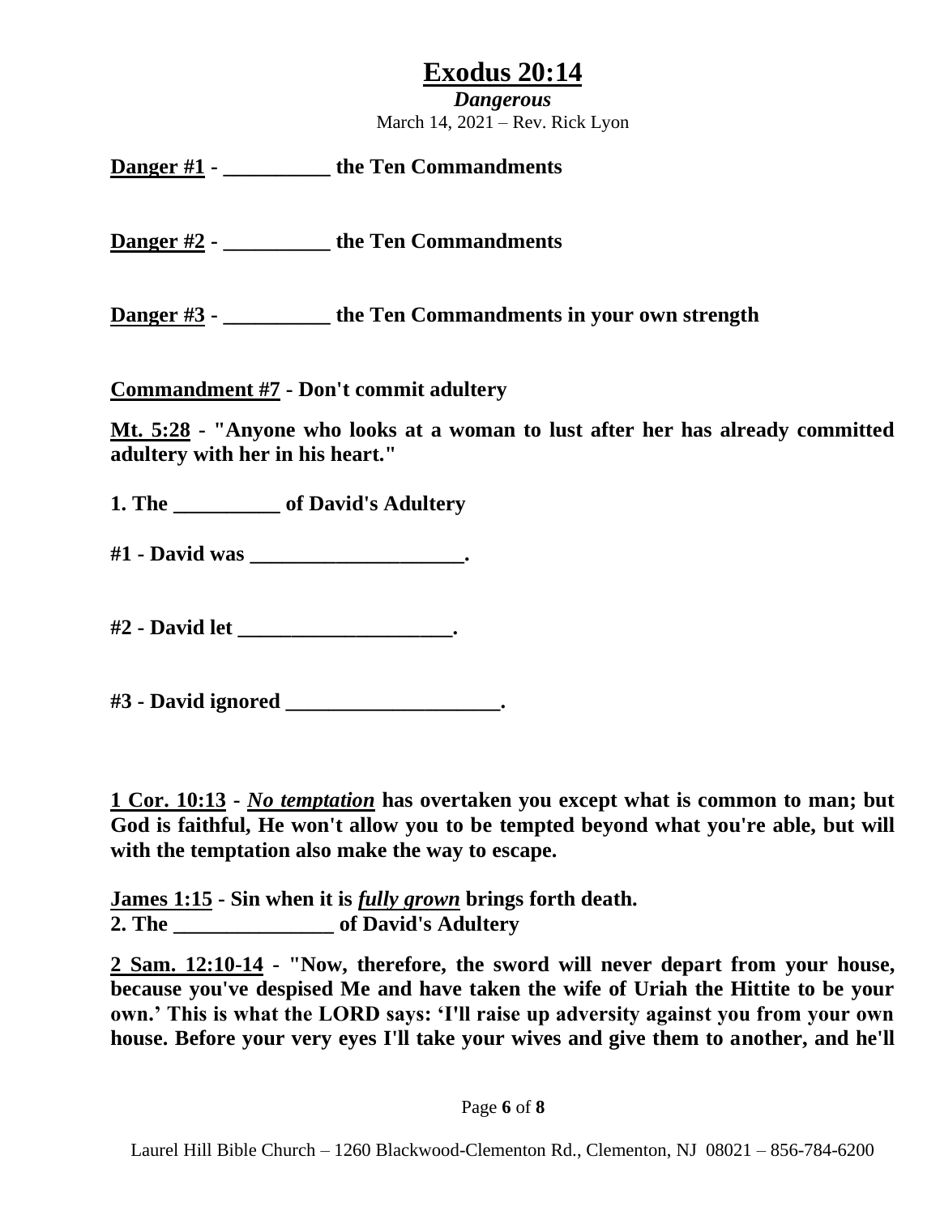# Exodus 20:14

***Dangerous***

March 14, 2021 – Rev. Rick Lyon

**<u>Danger #1</u> - __________ the Ten Commandments**

**<u>Danger #2</u> - __________ the Ten Commandments**

**<u>Danger #3</u> - __________ the Ten Commandments in your own strength**

**<u>Commandment #7</u> - Don't commit adultery**

**<u>Mt. 5:28</u> - "Anyone who looks at a woman to lust after her has already committed adultery with her in his heart."**

**1. The __________ of David's Adultery**

**#1 - David was ____________________.**

**#2 - David let ____________________.**

**#3 - David ignored ____________________.**

**<u>1 Cor. 10:13</u> - *<u>No temptation</u>* has overtaken you except what is common to man; but God is faithful, He won't allow you to be tempted beyond what you're able, but will with the temptation also make the way to escape.**

**<u>James 1:15</u> - Sin when it is *<u>fully grown</u>* brings forth death.**

**2. The _______________ of David's Adultery**

**<u>2 Sam. 12:10-14</u> - "Now, therefore, the sword will never depart from your house, because you've despised Me and have taken the wife of Uriah the Hittite to be your own.' This is what the LORD says: 'I'll raise up adversity against you from your own house. Before your very eyes I'll take your wives and give them to another, and he'll**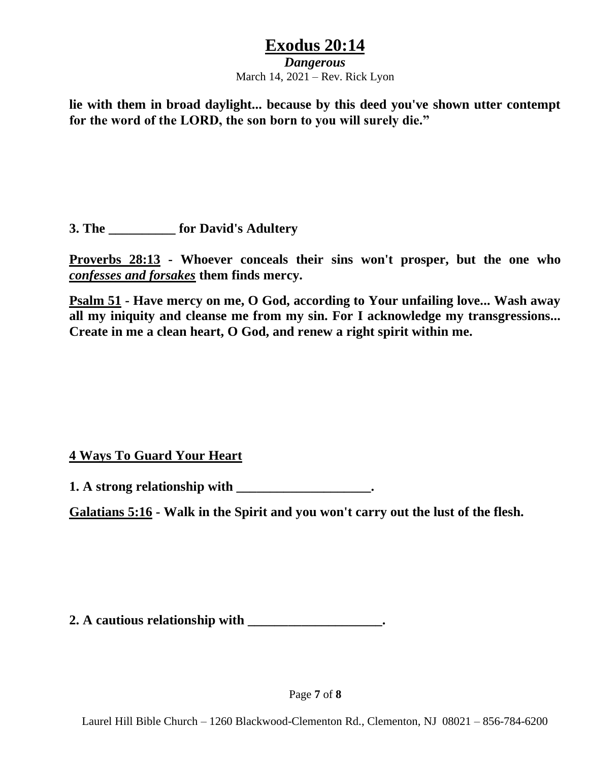**lie with them in broad daylight... because by this deed you've shown utter contempt for the word of the LORD, the son born to you will surely die."**

**3. The __________ for David's Adultery**

**<u>Proverbs 28:13</u> - Whoever conceals their sins won't prosper, but the one who *<u>confesses and forsakes</u>* them finds mercy.**

**<u>Psalm 51</u> - Have mercy on me, O God, according to Your unfailing love... Wash away all my iniquity and cleanse me from my sin. For I acknowledge my transgressions... Create in me a clean heart, O God, and renew a right spirit within me.**

**<u>4 Ways To Guard Your Heart</u>**

**1. A strong relationship with ____________________.**

**<u>Galatians 5:16</u> - Walk in the Spirit and you won't carry out the lust of the flesh.**

**2. A cautious relationship with ____________________.**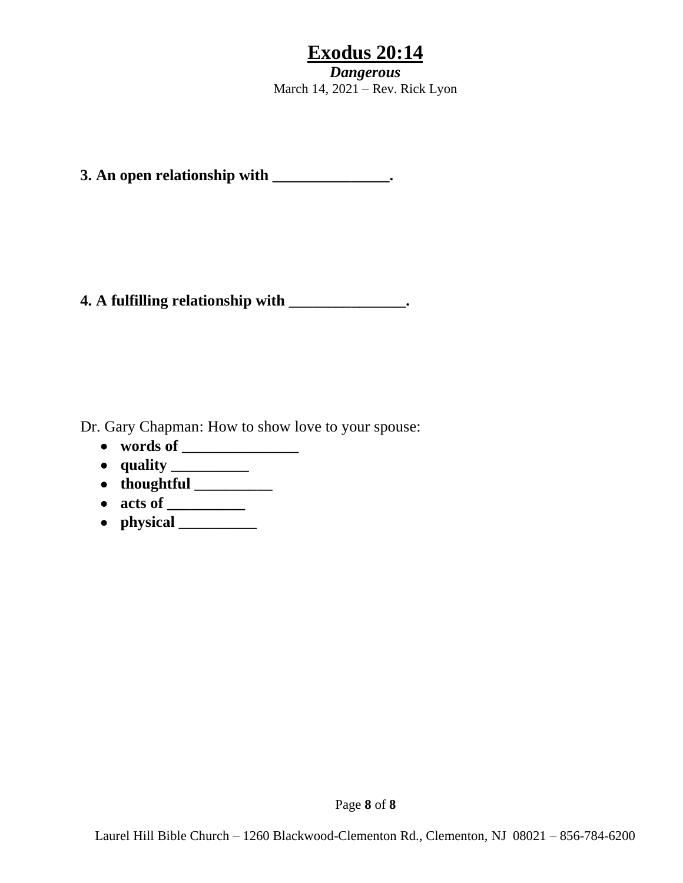# Exodus 20:14

***Dangerous***

March 14, 2021 – Rev. Rick Lyon

**3. An open relationship with _______________.**

**4. A fulfilling relationship with _______________.**

Dr. Gary Chapman: How to show love to your spouse:

- **words of _______________**
- **quality __________**
- **thoughtful __________**
- **acts of __________**
- **physical __________**